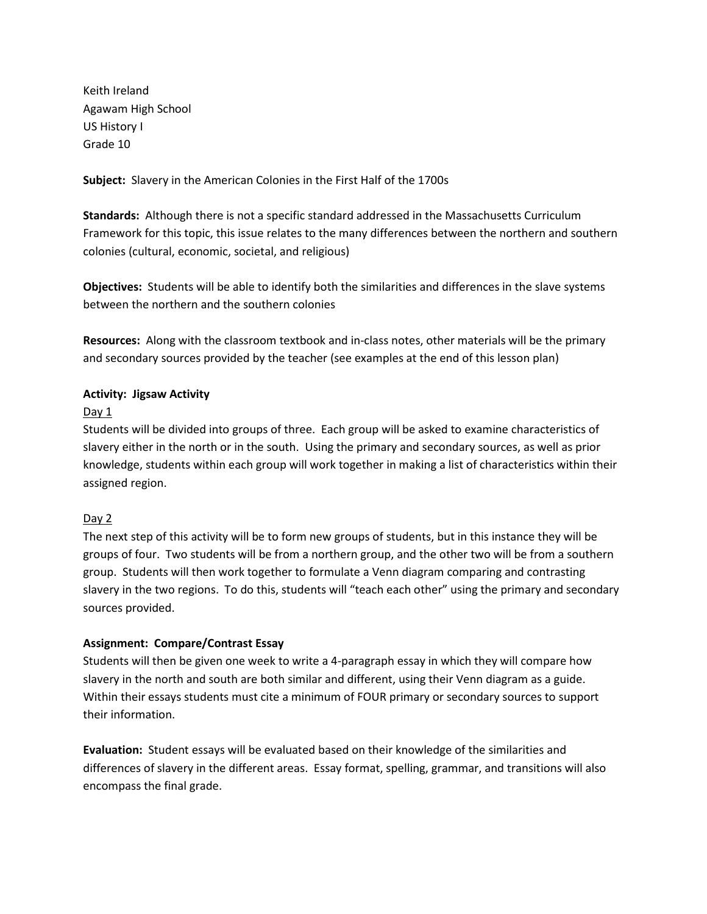Keith Ireland
Agawam High School
US History I
Grade 10

**Subject:** Slavery in the American Colonies in the First Half of the 1700s

**Standards:** Although there is not a specific standard addressed in the Massachusetts Curriculum Framework for this topic, this issue relates to the many differences between the northern and southern colonies (cultural, economic, societal, and religious)

**Objectives:** Students will be able to identify both the similarities and differences in the slave systems between the northern and the southern colonies

**Resources:** Along with the classroom textbook and in-class notes, other materials will be the primary and secondary sources provided by the teacher (see examples at the end of this lesson plan)

**Activity: Jigsaw Activity**

<u>Day 1</u>

Students will be divided into groups of three. Each group will be asked to examine characteristics of slavery either in the north or in the south. Using the primary and secondary sources, as well as prior knowledge, students within each group will work together in making a list of characteristics within their assigned region.

<u>Day 2</u>

The next step of this activity will be to form new groups of students, but in this instance they will be groups of four. Two students will be from a northern group, and the other two will be from a southern group. Students will then work together to formulate a Venn diagram comparing and contrasting slavery in the two regions. To do this, students will "teach each other" using the primary and secondary sources provided.

**Assignment: Compare/Contrast Essay**

Students will then be given one week to write a 4-paragraph essay in which they will compare how slavery in the north and south are both similar and different, using their Venn diagram as a guide. Within their essays students must cite a minimum of FOUR primary or secondary sources to support their information.

**Evaluation:** Student essays will be evaluated based on their knowledge of the similarities and differences of slavery in the different areas. Essay format, spelling, grammar, and transitions will also encompass the final grade.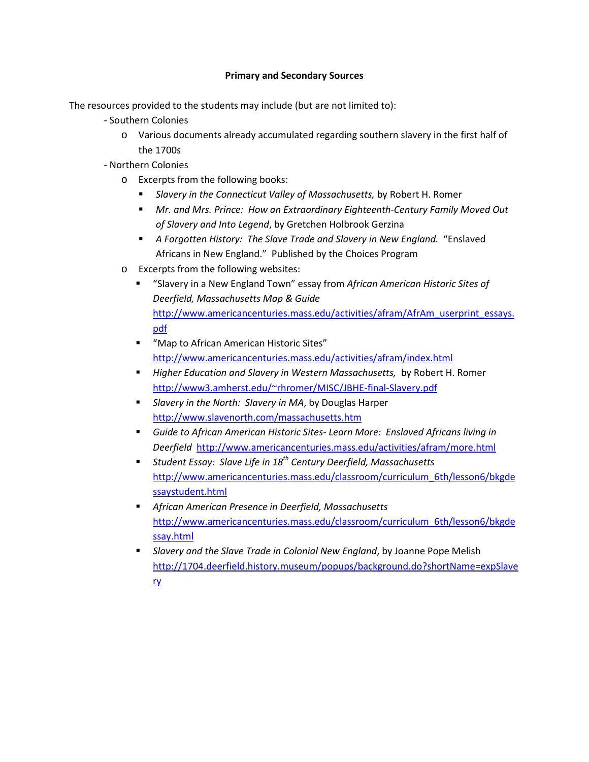**Primary and Secondary Sources**

The resources provided to the students may include (but are not limited to):

- Southern Colonies
  - Various documents already accumulated regarding southern slavery in the first half of the 1700s
- Northern Colonies
  - Excerpts from the following books:
    - *Slavery in the Connecticut Valley of Massachusetts,* by Robert H. Romer
    - *Mr. and Mrs. Prince: How an Extraordinary Eighteenth-Century Family Moved Out of Slavery and Into Legend*, by Gretchen Holbrook Gerzina
    - *A Forgotten History: The Slave Trade and Slavery in New England.* "Enslaved Africans in New England." Published by the Choices Program
  - Excerpts from the following websites:
    - "Slavery in a New England Town" essay from *African American Historic Sites of Deerfield, Massachusetts Map & Guide* http://www.americancenturies.mass.edu/activities/afram/AfrAm_userprint_essays.pdf
    - "Map to African American Historic Sites" http://www.americancenturies.mass.edu/activities/afram/index.html
    - *Higher Education and Slavery in Western Massachusetts,* by Robert H. Romer http://www3.amherst.edu/~rhromer/MISC/JBHE-final-Slavery.pdf
    - *Slavery in the North: Slavery in MA*, by Douglas Harper http://www.slavenorth.com/massachusetts.htm
    - *Guide to African American Historic Sites- Learn More: Enslaved Africans living in Deerfield* http://www.americancenturies.mass.edu/activities/afram/more.html
    - *Student Essay: Slave Life in 18th Century Deerfield, Massachusetts* http://www.americancenturies.mass.edu/classroom/curriculum_6th/lesson6/bkgdessaystudent.html
    - *African American Presence in Deerfield, Massachusetts* http://www.americancenturies.mass.edu/classroom/curriculum_6th/lesson6/bkgdessay.html
    - *Slavery and the Slave Trade in Colonial New England*, by Joanne Pope Melish http://1704.deerfield.history.museum/popups/background.do?shortName=expSlavery